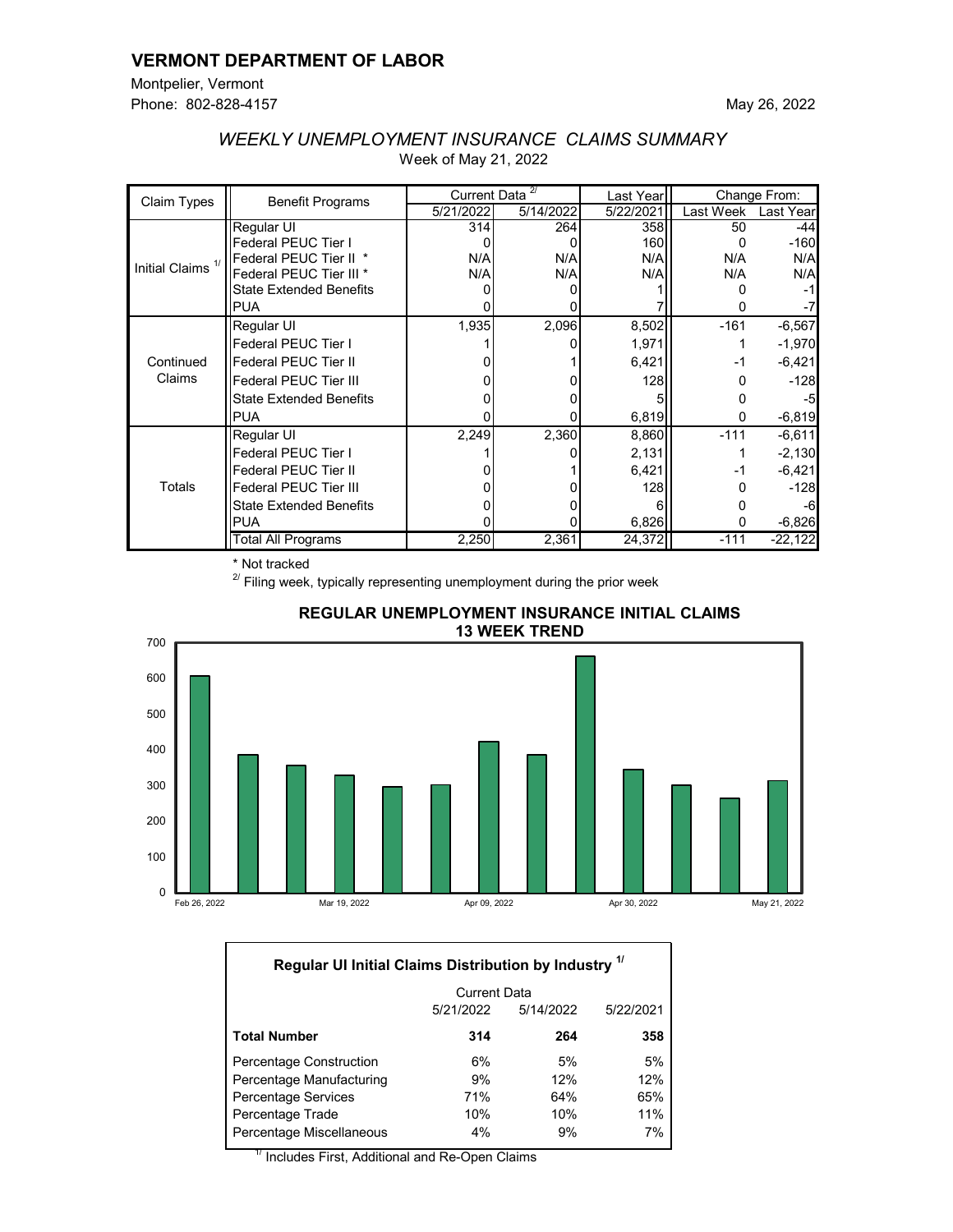# VERMONT DEPARTMENT OF LABOR

Montpelier, Vermont
Phone: 802-828-4157

May 26, 2022

## *WEEKLY UNEMPLOYMENT INSURANCE CLAIMS SUMMARY*

Week of May 21, 2022

| Claim Types | Benefit Programs | Current Data [2/] | | Last Year | Change From: | |
|---|---|---|---|---|---|---|
| | | 5/21/2022 | 5/14/2022 | 5/22/2021 | Last Week | Last Year |
| Initial Claims [1/] | Regular UI | 314 | 264 | 358 | 50 | -44 |
| | Federal PEUC Tier I | 0 | 0 | 160 | 0 | -160 |
| | Federal PEUC Tier II * | N/A | N/A | N/A | N/A | N/A |
| | Federal PEUC Tier III * | N/A | N/A | N/A | N/A | N/A |
| | State Extended Benefits | 0 | 0 | 1 | 0 | -1 |
| | PUA | 0 | 0 | 7 | 0 | -7 |
| Continued Claims | Regular UI | 1,935 | 2,096 | 8,502 | -161 | -6,567 |
| | Federal PEUC Tier I | 1 | 0 | 1,971 | 1 | -1,970 |
| | Federal PEUC Tier II | 0 | 1 | 6,421 | -1 | -6,421 |
| | Federal PEUC Tier III | 0 | 0 | 128 | 0 | -128 |
| | State Extended Benefits | 0 | 0 | 5 | 0 | -5 |
| | PUA | 0 | 0 | 6,819 | 0 | -6,819 |
| Totals | Regular UI | 2,249 | 2,360 | 8,860 | -111 | -6,611 |
| | Federal PEUC Tier I | 1 | 0 | 2,131 | 1 | -2,130 |
| | Federal PEUC Tier II | 0 | 1 | 6,421 | -1 | -6,421 |
| | Federal PEUC Tier III | 0 | 0 | 128 | 0 | -128 |
| | State Extended Benefits | 0 | 0 | 6 | 0 | -6 |
| | PUA | 0 | 0 | 6,826 | 0 | -6,826 |
| | Total All Programs | 2,250 | 2,361 | 24,372 | -111 | -22,122 |

\* Not tracked

[2/] Filing week, typically representing unemployment during the prior week

### REGULAR UNEMPLOYMENT INSURANCE INITIAL CLAIMS 13 WEEK TREND

### Regular UI Initial Claims Distribution by Industry [1/]

| | Current Data | | |
|---|---|---|---|
| | 5/21/2022 | 5/14/2022 | 5/22/2021 |
| **Total Number** | **314** | **264** | **358** |
| Percentage Construction | 6% | 5% | 5% |
| Percentage Manufacturing | 9% | 12% | 12% |
| Percentage Services | 71% | 64% | 65% |
| Percentage Trade | 10% | 10% | 11% |
| Percentage Miscellaneous | 4% | 9% | 7% |

[1/] Includes First, Additional and Re-Open Claims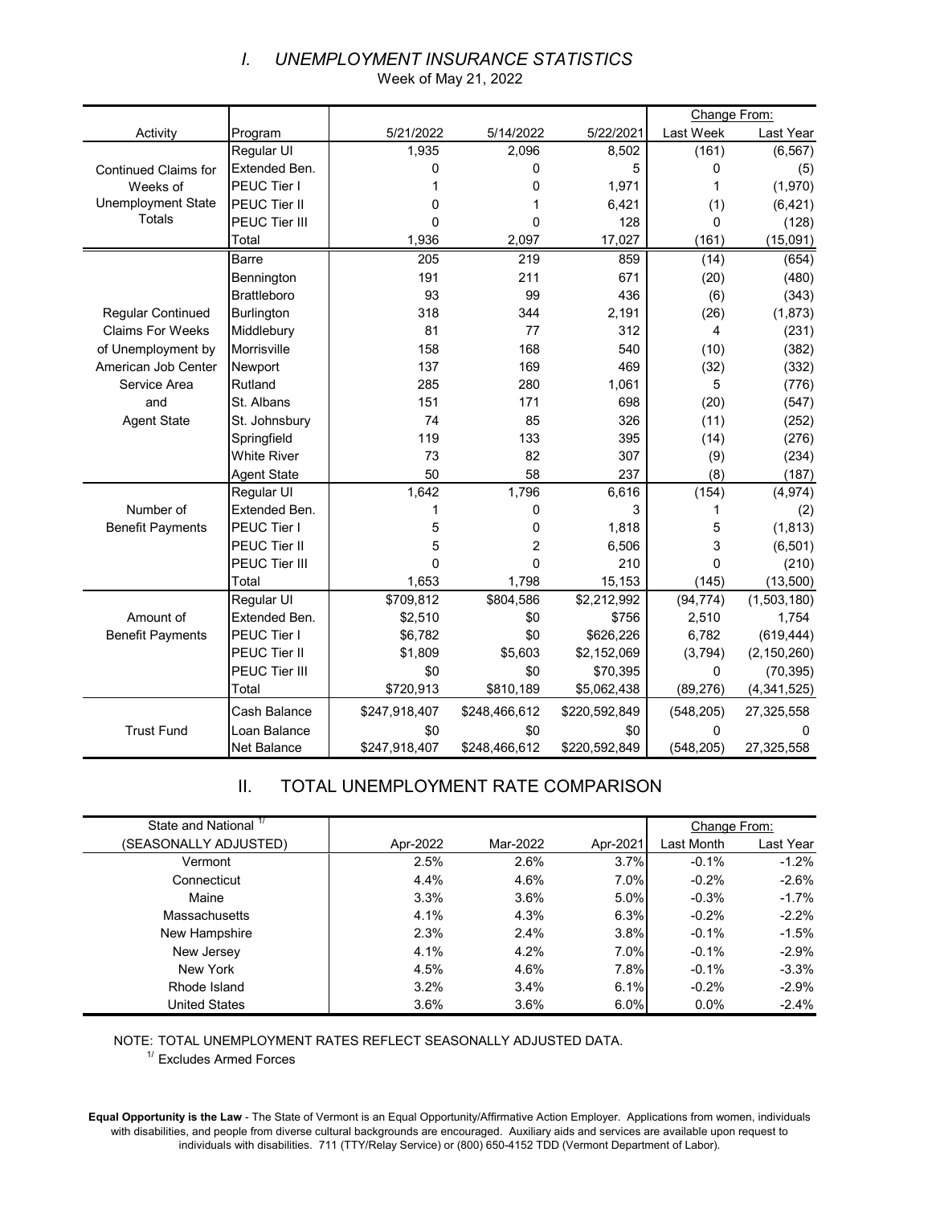## I. *UNEMPLOYMENT INSURANCE STATISTICS*

Week of May 21, 2022

| Activity | Program | 5/21/2022 | 5/14/2022 | 5/22/2021 | Change From: Last Week | Last Year |
|---|---|---|---|---|---|---|
| Continued Claims for Weeks of Unemployment State Totals | Regular UI | 1,935 | 2,096 | 8,502 | (161) | (6,567) |
| | Extended Ben. | 0 | 0 | 5 | 0 | (5) |
| | PEUC Tier I | 1 | 0 | 1,971 | 1 | (1,970) |
| | PEUC Tier II | 0 | 1 | 6,421 | (1) | (6,421) |
| | PEUC Tier III | 0 | 0 | 128 | 0 | (128) |
| | Total | 1,936 | 2,097 | 17,027 | (161) | (15,091) |
| Regular Continued Claims For Weeks of Unemployment by American Job Center Service Area and Agent State | Barre | 205 | 219 | 859 | (14) | (654) |
| | Bennington | 191 | 211 | 671 | (20) | (480) |
| | Brattleboro | 93 | 99 | 436 | (6) | (343) |
| | Burlington | 318 | 344 | 2,191 | (26) | (1,873) |
| | Middlebury | 81 | 77 | 312 | 4 | (231) |
| | Morrisville | 158 | 168 | 540 | (10) | (382) |
| | Newport | 137 | 169 | 469 | (32) | (332) |
| | Rutland | 285 | 280 | 1,061 | 5 | (776) |
| | St. Albans | 151 | 171 | 698 | (20) | (547) |
| | St. Johnsbury | 74 | 85 | 326 | (11) | (252) |
| | Springfield | 119 | 133 | 395 | (14) | (276) |
| | White River | 73 | 82 | 307 | (9) | (234) |
| | Agent State | 50 | 58 | 237 | (8) | (187) |
| Number of Benefit Payments | Regular UI | 1,642 | 1,796 | 6,616 | (154) | (4,974) |
| | Extended Ben. | 1 | 0 | 3 | 1 | (2) |
| | PEUC Tier I | 5 | 0 | 1,818 | 5 | (1,813) |
| | PEUC Tier II | 5 | 2 | 6,506 | 3 | (6,501) |
| | PEUC Tier III | 0 | 0 | 210 | 0 | (210) |
| | Total | 1,653 | 1,798 | 15,153 | (145) | (13,500) |
| Amount of Benefit Payments | Regular UI | $709,812 | $804,586 | $2,212,992 | (94,774) | (1,503,180) |
| | Extended Ben. | $2,510 | $0 | $756 | 2,510 | 1,754 |
| | PEUC Tier I | $6,782 | $0 | $626,226 | 6,782 | (619,444) |
| | PEUC Tier II | $1,809 | $5,603 | $2,152,069 | (3,794) | (2,150,260) |
| | PEUC Tier III | $0 | $0 | $70,395 | 0 | (70,395) |
| | Total | $720,913 | $810,189 | $5,062,438 | (89,276) | (4,341,525) |
| Trust Fund | Cash Balance | $247,918,407 | $248,466,612 | $220,592,849 | (548,205) | 27,325,558 |
| | Loan Balance | $0 | $0 | $0 | 0 | 0 |
| | Net Balance | $247,918,407 | $248,466,612 | $220,592,849 | (548,205) | 27,325,558 |

## II. TOTAL UNEMPLOYMENT RATE COMPARISON

| State and National [1/] (SEASONALLY ADJUSTED) | Apr-2022 | Mar-2022 | Apr-2021 | Change From: Last Month | Last Year |
|---|---|---|---|---|---|
| Vermont | 2.5% | 2.6% | 3.7% | -0.1% | -1.2% |
| Connecticut | 4.4% | 4.6% | 7.0% | -0.2% | -2.6% |
| Maine | 3.3% | 3.6% | 5.0% | -0.3% | -1.7% |
| Massachusetts | 4.1% | 4.3% | 6.3% | -0.2% | -2.2% |
| New Hampshire | 2.3% | 2.4% | 3.8% | -0.1% | -1.5% |
| New Jersey | 4.1% | 4.2% | 7.0% | -0.1% | -2.9% |
| New York | 4.5% | 4.6% | 7.8% | -0.1% | -3.3% |
| Rhode Island | 3.2% | 3.4% | 6.1% | -0.2% | -2.9% |
| United States | 3.6% | 3.6% | 6.0% | 0.0% | -2.4% |

NOTE: TOTAL UNEMPLOYMENT RATES REFLECT SEASONALLY ADJUSTED DATA.

[1/] Excludes Armed Forces

**Equal Opportunity is the Law** - The State of Vermont is an Equal Opportunity/Affirmative Action Employer. Applications from women, individuals with disabilities, and people from diverse cultural backgrounds are encouraged. Auxiliary aids and services are available upon request to individuals with disabilities. 711 (TTY/Relay Service) or (800) 650-4152 TDD (Vermont Department of Labor).